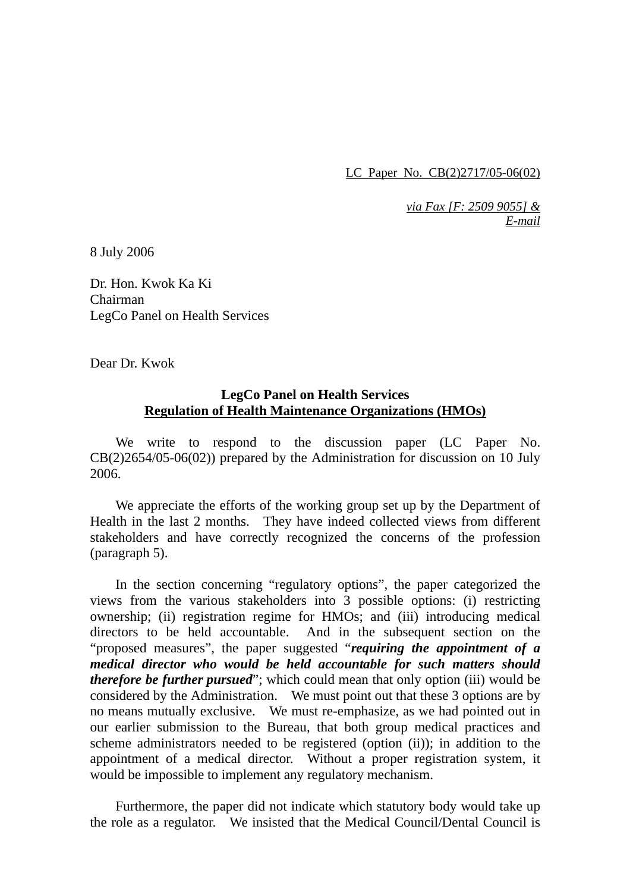LC Paper No. CB(2)2717/05-06(02)

*via Fax [F: 2509 9055] &*
*E-mail*

8 July 2006

Dr. Hon. Kwok Ka Ki
Chairman
LegCo Panel on Health Services

Dear Dr. Kwok

**LegCo Panel on Health Services**
**Regulation of Health Maintenance Organizations (HMOs)**

We write to respond to the discussion paper (LC Paper No. CB(2)2654/05-06(02)) prepared by the Administration for discussion on 10 July 2006.

We appreciate the efforts of the working group set up by the Department of Health in the last 2 months. They have indeed collected views from different stakeholders and have correctly recognized the concerns of the profession (paragraph 5).

In the section concerning "regulatory options", the paper categorized the views from the various stakeholders into 3 possible options: (i) restricting ownership; (ii) registration regime for HMOs; and (iii) introducing medical directors to be held accountable. And in the subsequent section on the "proposed measures", the paper suggested "***requiring the appointment of a medical director who would be held accountable for such matters should therefore be further pursued***"; which could mean that only option (iii) would be considered by the Administration. We must point out that these 3 options are by no means mutually exclusive. We must re-emphasize, as we had pointed out in our earlier submission to the Bureau, that both group medical practices and scheme administrators needed to be registered (option (ii)); in addition to the appointment of a medical director. Without a proper registration system, it would be impossible to implement any regulatory mechanism.

Furthermore, the paper did not indicate which statutory body would take up the role as a regulator. We insisted that the Medical Council/Dental Council is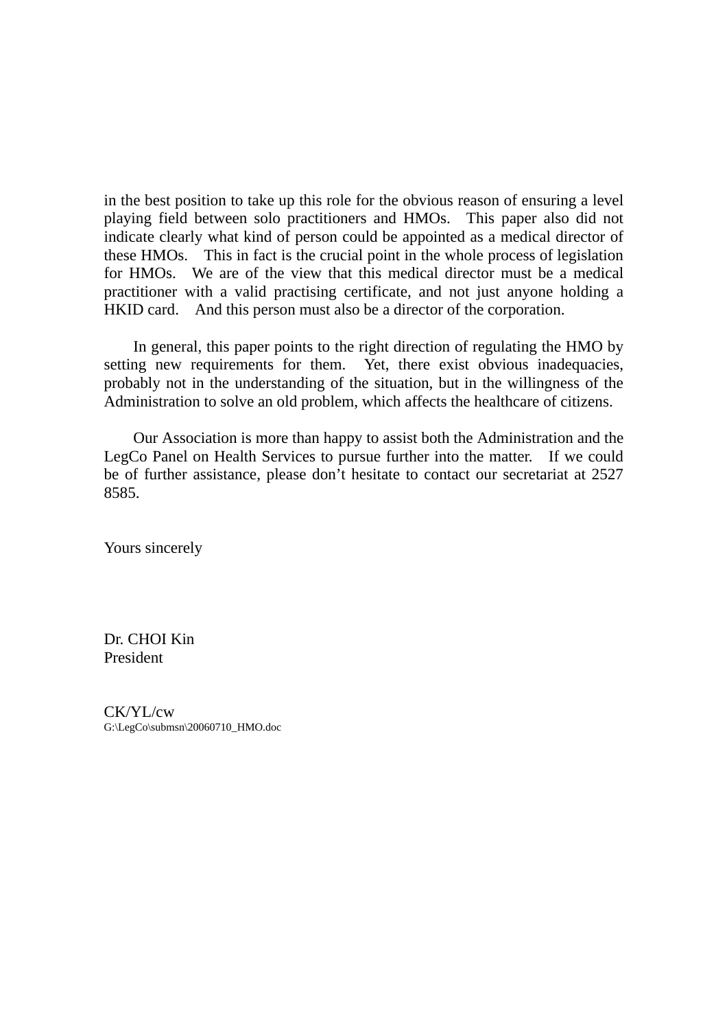in the best position to take up this role for the obvious reason of ensuring a level playing field between solo practitioners and HMOs. This paper also did not indicate clearly what kind of person could be appointed as a medical director of these HMOs. This in fact is the crucial point in the whole process of legislation for HMOs. We are of the view that this medical director must be a medical practitioner with a valid practising certificate, and not just anyone holding a HKID card. And this person must also be a director of the corporation.

In general, this paper points to the right direction of regulating the HMO by setting new requirements for them. Yet, there exist obvious inadequacies, probably not in the understanding of the situation, but in the willingness of the Administration to solve an old problem, which affects the healthcare of citizens.

Our Association is more than happy to assist both the Administration and the LegCo Panel on Health Services to pursue further into the matter. If we could be of further assistance, please don't hesitate to contact our secretariat at 2527 8585.

Yours sincerely

Dr. CHOI Kin
President

CK/YL/cw
G:\LegCo\submsn\20060710_HMO.doc